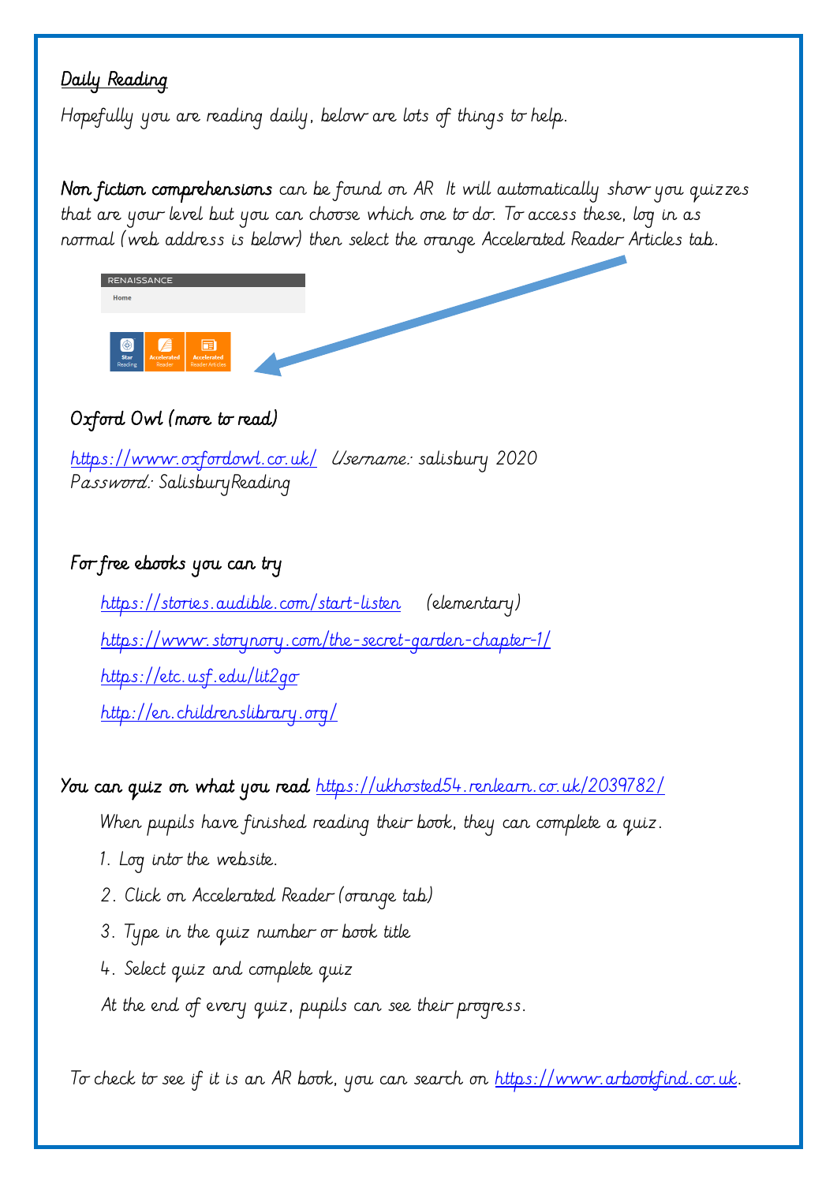## Daily Reading

Hopefully you are reading daily, below are lots of things to help.

**Non fiction comprehensions** can be found on AR It will automatically show you quizzes that are your level but you can choose which one to do. To access these, log in as normal (web address is below) then select the orange Accelerated Reader Articles tab.

RENAISSANCE

Home

Star Reading | Accelerated Reader | Accelerated Reader Articles

### Oxford Owl (more to read)

https://www.oxfordowl.co.uk/ Username: salisbury 2020
Password: SalisburyReading

### For free ebooks you can try

- https://stories.audible.com/start-listen (elementary)
- https://www.storynory.com/the-secret-garden-chapter-1/
- https://etc.usf.edu/lit2go
- http://en.childrenslibrary.org/

**You can quiz on what you read** https://ukhosted54.renlearn.co.uk/2039782/

When pupils have finished reading their book, they can complete a quiz.

1. Log into the website.
2. Click on Accelerated Reader (orange tab)
3. Type in the quiz number or book title
4. Select quiz and complete quiz

At the end of every quiz, pupils can see their progress.

To check to see if it is an AR book, you can search on https://www.arbookfind.co.uk.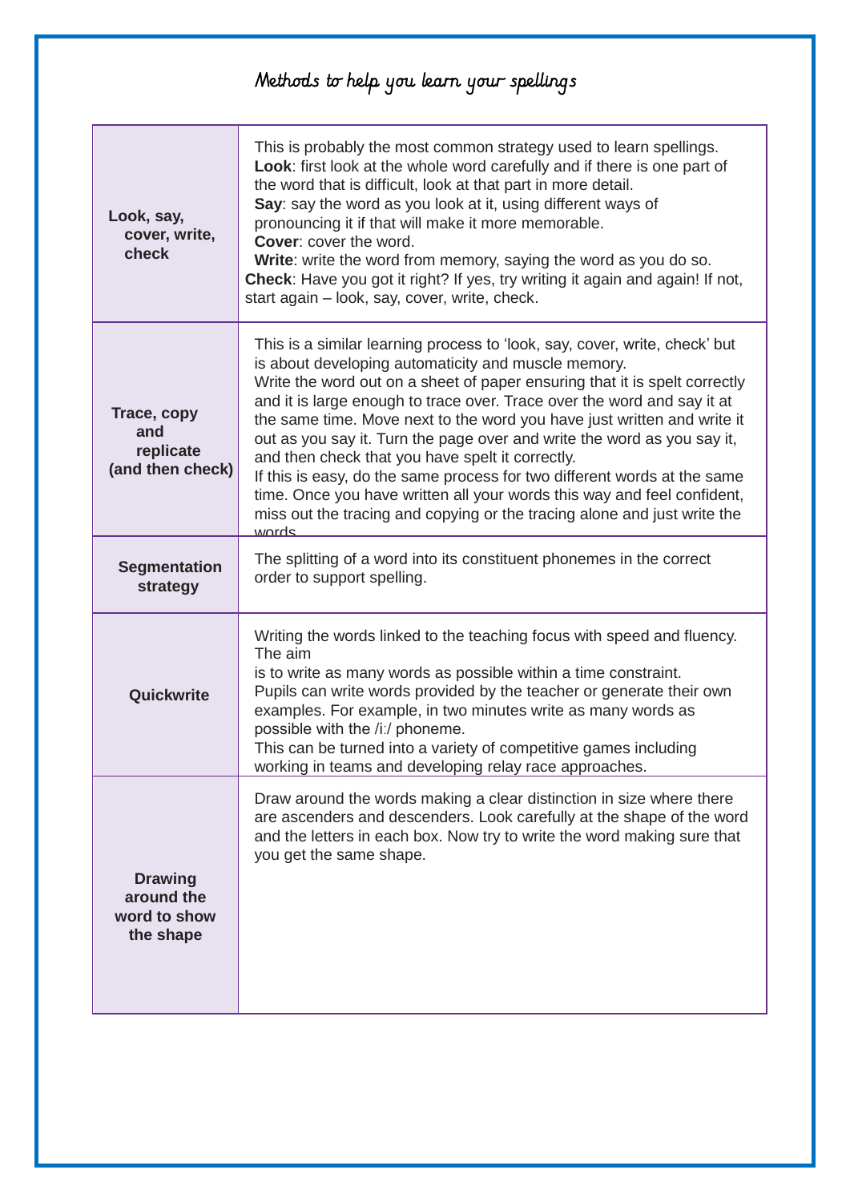# Methods to help you learn your spellings

| | |
|---|---|
| **Look, say, cover, write, check** | This is probably the most common strategy used to learn spellings.<br>**Look**: first look at the whole word carefully and if there is one part of the word that is difficult, look at that part in more detail.<br>**Say**: say the word as you look at it, using different ways of pronouncing it if that will make it more memorable.<br>**Cover**: cover the word.<br>**Write**: write the word from memory, saying the word as you do so.<br>**Check**: Have you got it right? If yes, try writing it again and again! If not, start again – look, say, cover, write, check. |
| **Trace, copy and replicate (and then check)** | This is a similar learning process to 'look, say, cover, write, check' but is about developing automaticity and muscle memory.<br>Write the word out on a sheet of paper ensuring that it is spelt correctly and it is large enough to trace over. Trace over the word and say it at the same time. Move next to the word you have just written and write it out as you say it. Turn the page over and write the word as you say it, and then check that you have spelt it correctly.<br>If this is easy, do the same process for two different words at the same time. Once you have written all your words this way and feel confident, miss out the tracing and copying or the tracing alone and just write the words. |
| **Segmentation strategy** | The splitting of a word into its constituent phonemes in the correct order to support spelling. |
| **Quickwrite** | Writing the words linked to the teaching focus with speed and fluency. The aim<br>is to write as many words as possible within a time constraint.<br>Pupils can write words provided by the teacher or generate their own examples. For example, in two minutes write as many words as possible with the /iː/ phoneme.<br>This can be turned into a variety of competitive games including working in teams and developing relay race approaches. |
| **Drawing around the word to show the shape** | Draw around the words making a clear distinction in size where there are ascenders and descenders. Look carefully at the shape of the word and the letters in each box. Now try to write the word making sure that you get the same shape. |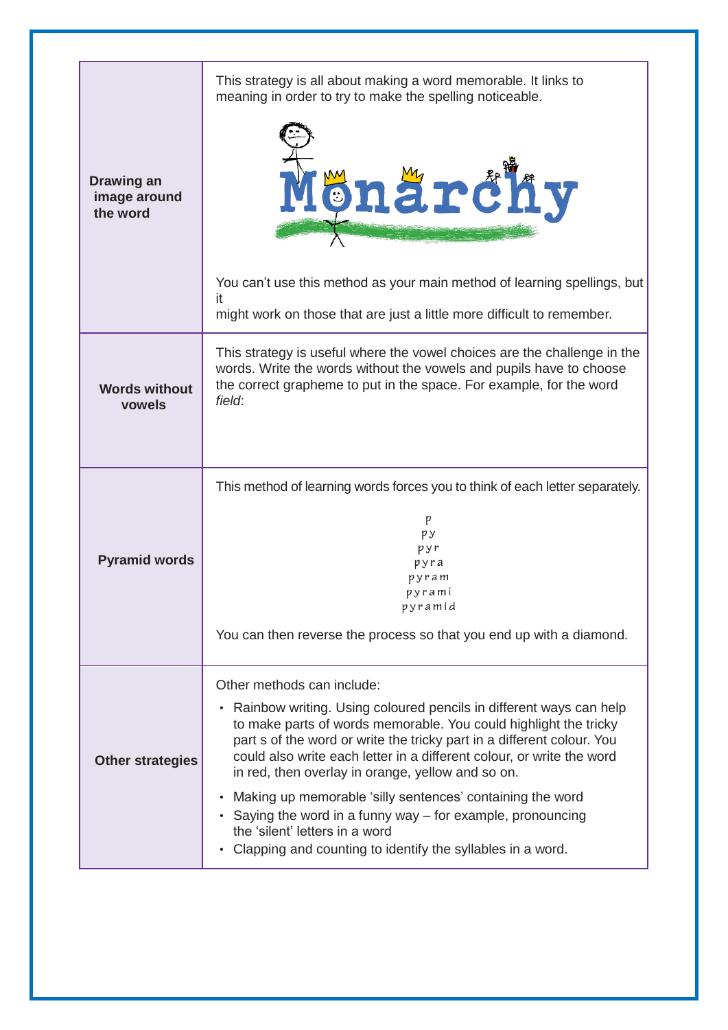| | |
|---|---|
| **Drawing an image around the word** | This strategy is all about making a word memorable. It links to meaning in order to try to make the spelling noticeable.<br><br>Monarchy<br><br>You can't use this method as your main method of learning spellings, but it<br>might work on those that are just a little more difficult to remember. |
| **Words without vowels** | This strategy is useful where the vowel choices are the challenge in the words. Write the words without the vowels and pupils have to choose the correct grapheme to put in the space. For example, for the word *field*: |
| **Pyramid words** | This method of learning words forces you to think of each letter separately.<br><br>p<br>py<br>pyr<br>pyra<br>pyram<br>pyrami<br>pyramid<br><br>You can then reverse the process so that you end up with a diamond. |
| **Other strategies** | Other methods can include:<br>• Rainbow writing. Using coloured pencils in different ways can help to make parts of words memorable. You could highlight the tricky part s of the word or write the tricky part in a different colour. You could also write each letter in a different colour, or write the word in red, then overlay in orange, yellow and so on.<br>• Making up memorable 'silly sentences' containing the word<br>• Saying the word in a funny way – for example, pronouncing the 'silent' letters in a word<br>• Clapping and counting to identify the syllables in a word. |